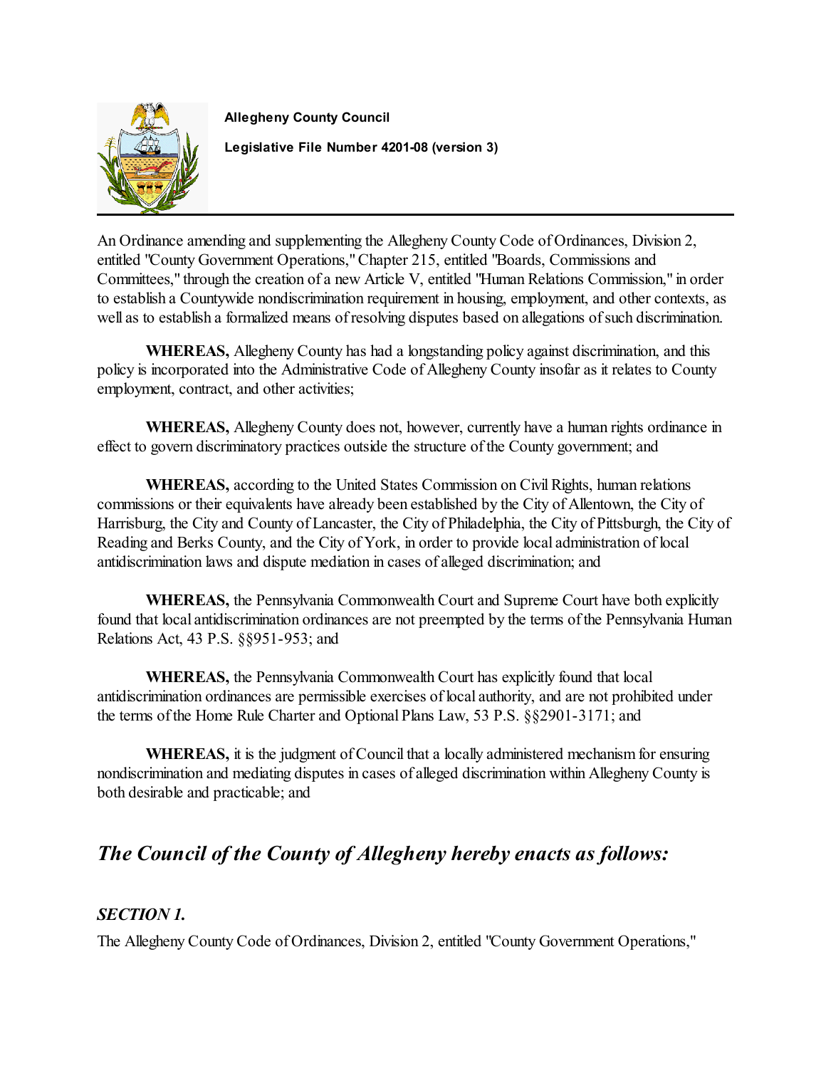**Allegheny County Council**

**Legislative File Number 4201-08 (version 3)**

An Ordinance amending and supplementing the Allegheny County Code of Ordinances, Division 2, entitled "County Government Operations," Chapter 215, entitled "Boards, Commissions and Committees," through the creation of a new Article V, entitled "Human Relations Commission," in order to establish a Countywide nondiscrimination requirement in housing, employment, and other contexts, as well as to establish a formalized means of resolving disputes based on allegations of such discrimination.

**WHEREAS,** Allegheny County has had a longstanding policy against discrimination, and this policy is incorporated into the Administrative Code of Allegheny County insofar as it relates to County employment, contract, and other activities;

**WHEREAS,** Allegheny County does not, however, currently have a human rights ordinance in effect to govern discriminatory practices outside the structure of the County government; and

**WHEREAS,** according to the United States Commission on Civil Rights, human relations commissions or their equivalents have already been established by the City of Allentown, the City of Harrisburg, the City and County of Lancaster, the City of Philadelphia, the City of Pittsburgh, the City of Reading and Berks County, and the City of York, in order to provide local administration of local antidiscrimination laws and dispute mediation in cases of alleged discrimination; and

**WHEREAS,** the Pennsylvania Commonwealth Court and Supreme Court have both explicitly found that local antidiscrimination ordinances are not preempted by the terms of the Pennsylvania Human Relations Act, 43 P.S. §§951-953; and

**WHEREAS,** the Pennsylvania Commonwealth Court has explicitly found that local antidiscrimination ordinances are permissible exercises of local authority, and are not prohibited under the terms of the Home Rule Charter and Optional Plans Law, 53 P.S. §§2901-3171; and

**WHEREAS,** it is the judgment of Council that a locally administered mechanism for ensuring nondiscrimination and mediating disputes in cases of alleged discrimination within Allegheny County is both desirable and practicable; and

## *The Council of the County of Allegheny hereby enacts as follows:*

### *SECTION 1.*

The Allegheny County Code of Ordinances, Division 2, entitled "County Government Operations,"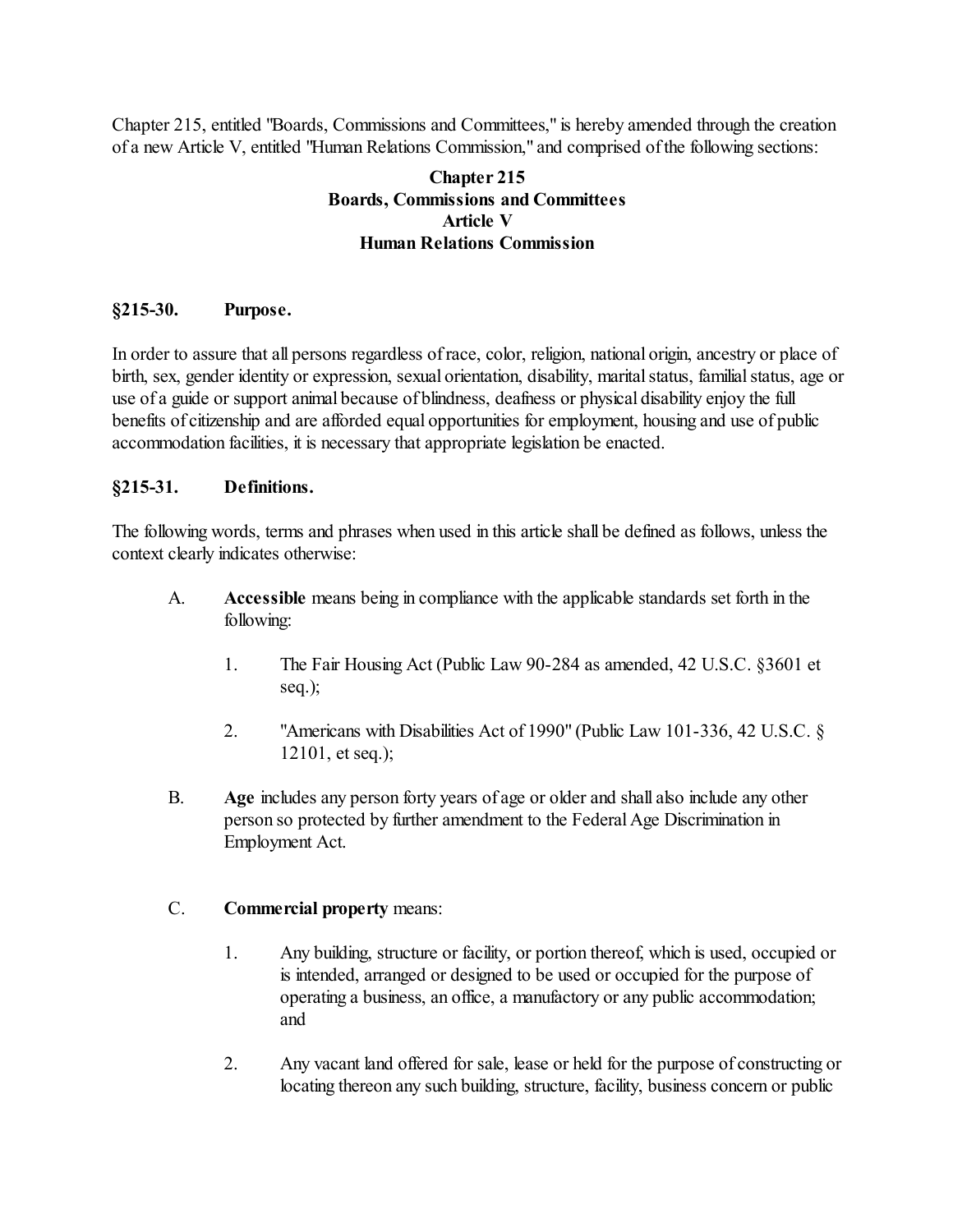Chapter 215, entitled "Boards, Commissions and Committees," is hereby amended through the creation of a new Article V, entitled "Human Relations Commission," and comprised of the following sections:

**Chapter 215**
**Boards, Commissions and Committees**
**Article V**
**Human Relations Commission**

### §215-30. Purpose.

In order to assure that all persons regardless of race, color, religion, national origin, ancestry or place of birth, sex, gender identity or expression, sexual orientation, disability, marital status, familial status, age or use of a guide or support animal because of blindness, deafness or physical disability enjoy the full benefits of citizenship and are afforded equal opportunities for employment, housing and use of public accommodation facilities, it is necessary that appropriate legislation be enacted.

### §215-31. Definitions.

The following words, terms and phrases when used in this article shall be defined as follows, unless the context clearly indicates otherwise:

A. **Accessible** means being in compliance with the applicable standards set forth in the following:

   1. The Fair Housing Act (Public Law 90-284 as amended, 42 U.S.C. §3601 et seq.);

   2. "Americans with Disabilities Act of 1990" (Public Law 101-336, 42 U.S.C. § 12101, et seq.);

B. **Age** includes any person forty years of age or older and shall also include any other person so protected by further amendment to the Federal Age Discrimination in Employment Act.

C. **Commercial property** means:

   1. Any building, structure or facility, or portion thereof, which is used, occupied or is intended, arranged or designed to be used or occupied for the purpose of operating a business, an office, a manufactory or any public accommodation; and

   2. Any vacant land offered for sale, lease or held for the purpose of constructing or locating thereon any such building, structure, facility, business concern or public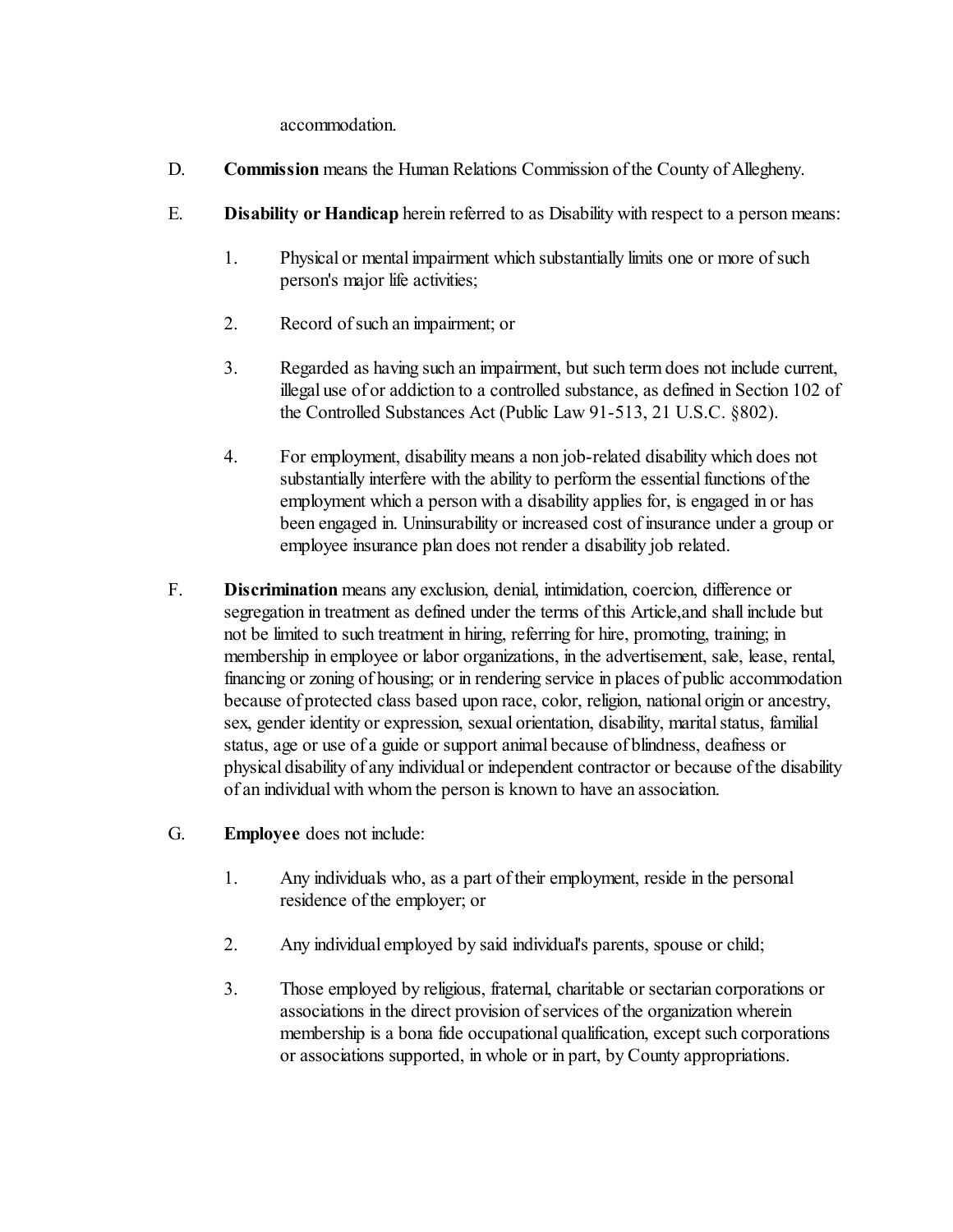accommodation.

D. **Commission** means the Human Relations Commission of the County of Allegheny.

E. **Disability or Handicap** herein referred to as Disability with respect to a person means:

1. Physical or mental impairment which substantially limits one or more of such person's major life activities;

2. Record of such an impairment; or

3. Regarded as having such an impairment, but such term does not include current, illegal use of or addiction to a controlled substance, as defined in Section 102 of the Controlled Substances Act (Public Law 91-513, 21 U.S.C. §802).

4. For employment, disability means a non job-related disability which does not substantially interfere with the ability to perform the essential functions of the employment which a person with a disability applies for, is engaged in or has been engaged in. Uninsurability or increased cost of insurance under a group or employee insurance plan does not render a disability job related.

F. **Discrimination** means any exclusion, denial, intimidation, coercion, difference or segregation in treatment as defined under the terms of this Article,and shall include but not be limited to such treatment in hiring, referring for hire, promoting, training; in membership in employee or labor organizations, in the advertisement, sale, lease, rental, financing or zoning of housing; or in rendering service in places of public accommodation because of protected class based upon race, color, religion, national origin or ancestry, sex, gender identity or expression, sexual orientation, disability, marital status, familial status, age or use of a guide or support animal because of blindness, deafness or physical disability of any individual or independent contractor or because of the disability of an individual with whom the person is known to have an association.

G. **Employee** does not include:

1. Any individuals who, as a part of their employment, reside in the personal residence of the employer; or

2. Any individual employed by said individual's parents, spouse or child;

3. Those employed by religious, fraternal, charitable or sectarian corporations or associations in the direct provision of services of the organization wherein membership is a bona fide occupational qualification, except such corporations or associations supported, in whole or in part, by County appropriations.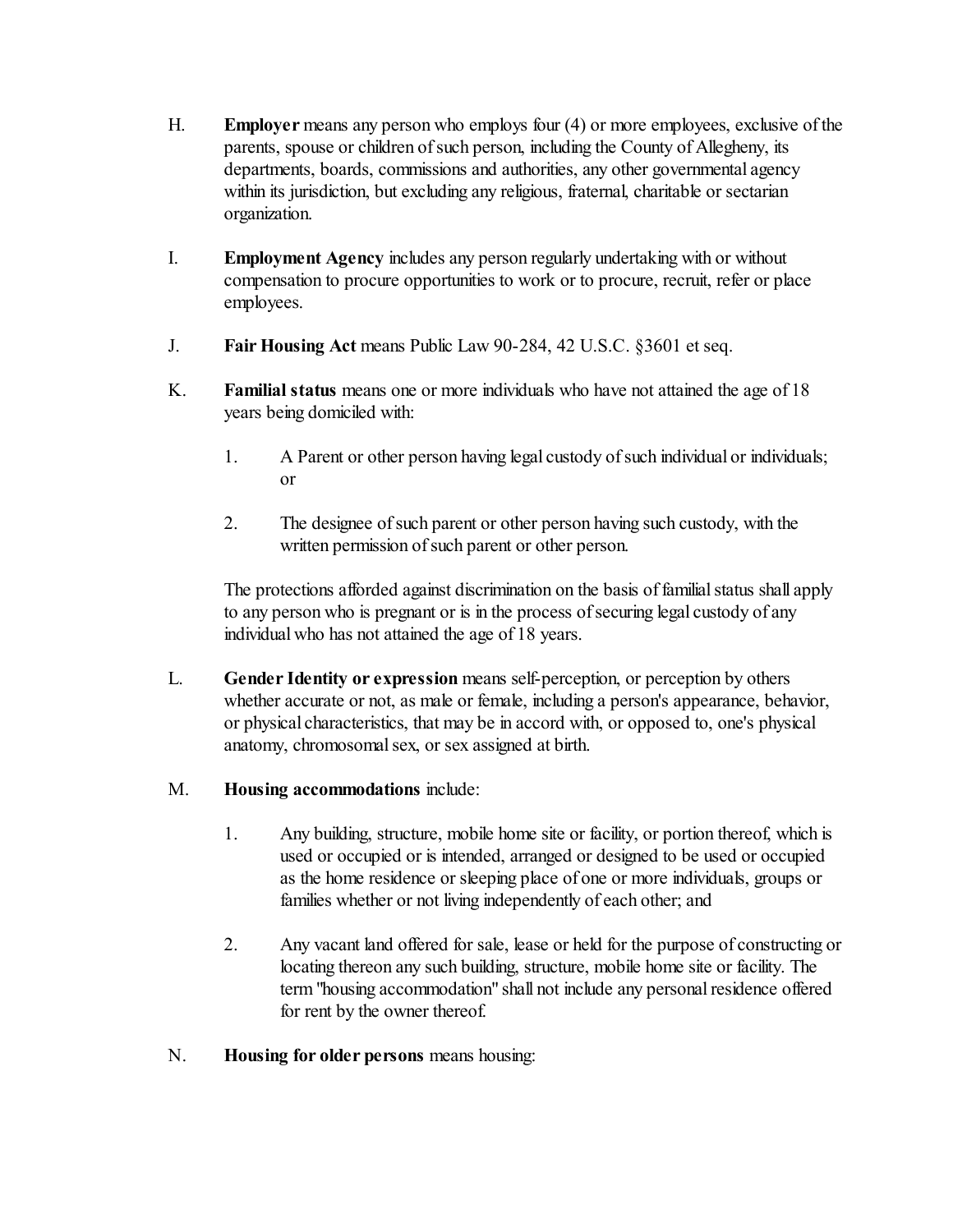H. **Employer** means any person who employs four (4) or more employees, exclusive of the parents, spouse or children of such person, including the County of Allegheny, its departments, boards, commissions and authorities, any other governmental agency within its jurisdiction, but excluding any religious, fraternal, charitable or sectarian organization.

I. **Employment Agency** includes any person regularly undertaking with or without compensation to procure opportunities to work or to procure, recruit, refer or place employees.

J. **Fair Housing Act** means Public Law 90-284, 42 U.S.C. §3601 et seq.

K. **Familial status** means one or more individuals who have not attained the age of 18 years being domiciled with:

  1. A Parent or other person having legal custody of such individual or individuals; or

  2. The designee of such parent or other person having such custody, with the written permission of such parent or other person.

  The protections afforded against discrimination on the basis of familial status shall apply to any person who is pregnant or is in the process of securing legal custody of any individual who has not attained the age of 18 years.

L. **Gender Identity or expression** means self-perception, or perception by others whether accurate or not, as male or female, including a person's appearance, behavior, or physical characteristics, that may be in accord with, or opposed to, one's physical anatomy, chromosomal sex, or sex assigned at birth.

M. **Housing accommodations** include:

  1. Any building, structure, mobile home site or facility, or portion thereof, which is used or occupied or is intended, arranged or designed to be used or occupied as the home residence or sleeping place of one or more individuals, groups or families whether or not living independently of each other; and

  2. Any vacant land offered for sale, lease or held for the purpose of constructing or locating thereon any such building, structure, mobile home site or facility. The term "housing accommodation" shall not include any personal residence offered for rent by the owner thereof.

N. **Housing for older persons** means housing: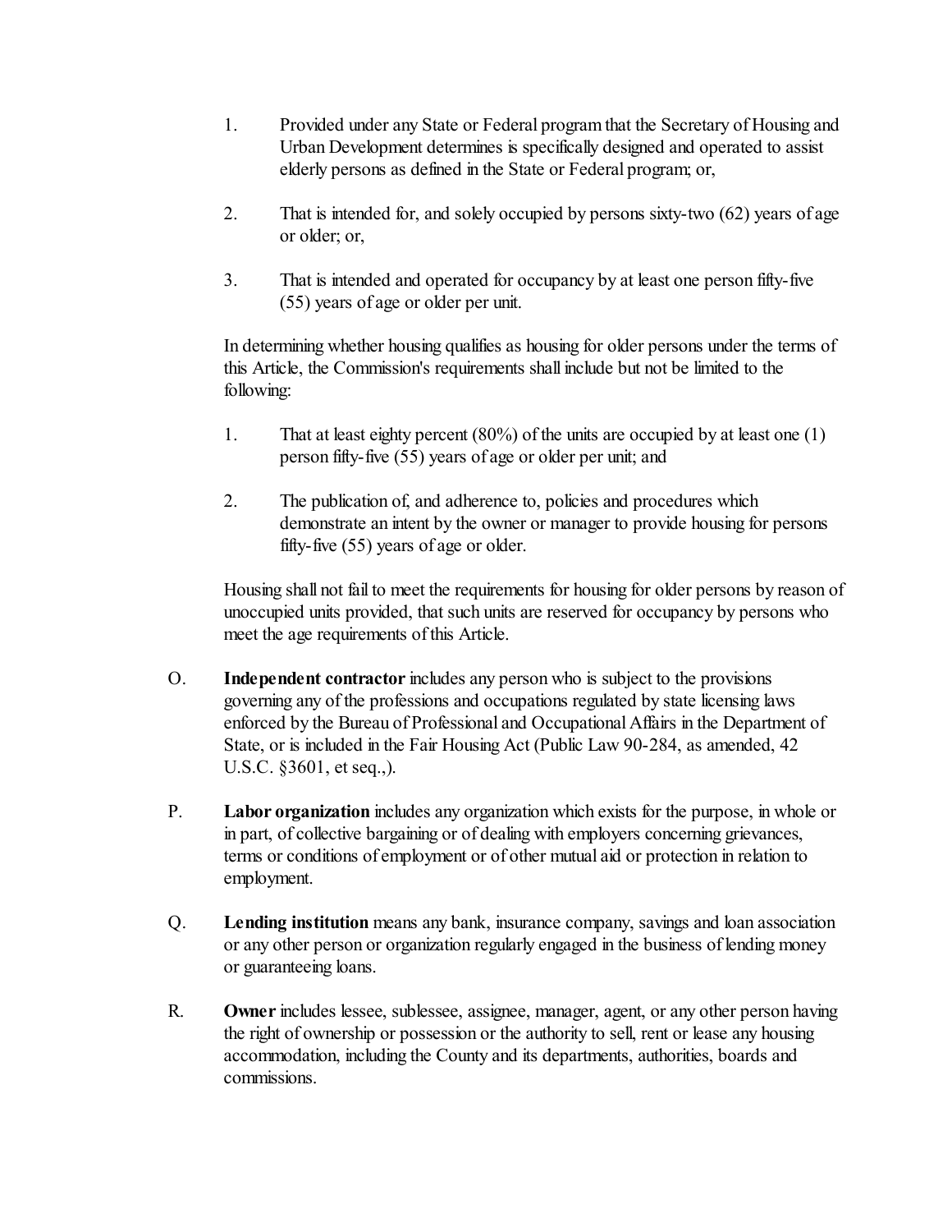1. Provided under any State or Federal program that the Secretary of Housing and Urban Development determines is specifically designed and operated to assist elderly persons as defined in the State or Federal program; or,

2. That is intended for, and solely occupied by persons sixty-two (62) years of age or older; or,

3. That is intended and operated for occupancy by at least one person fifty-five (55) years of age or older per unit.

In determining whether housing qualifies as housing for older persons under the terms of this Article, the Commission's requirements shall include but not be limited to the following:

1. That at least eighty percent (80%) of the units are occupied by at least one (1) person fifty-five (55) years of age or older per unit; and

2. The publication of, and adherence to, policies and procedures which demonstrate an intent by the owner or manager to provide housing for persons fifty-five (55) years of age or older.

Housing shall not fail to meet the requirements for housing for older persons by reason of unoccupied units provided, that such units are reserved for occupancy by persons who meet the age requirements of this Article.

O. **Independent contractor** includes any person who is subject to the provisions governing any of the professions and occupations regulated by state licensing laws enforced by the Bureau of Professional and Occupational Affairs in the Department of State, or is included in the Fair Housing Act (Public Law 90-284, as amended, 42 U.S.C. §3601, et seq.,).

P. **Labor organization** includes any organization which exists for the purpose, in whole or in part, of collective bargaining or of dealing with employers concerning grievances, terms or conditions of employment or of other mutual aid or protection in relation to employment.

Q. **Lending institution** means any bank, insurance company, savings and loan association or any other person or organization regularly engaged in the business of lending money or guaranteeing loans.

R. **Owner** includes lessee, sublessee, assignee, manager, agent, or any other person having the right of ownership or possession or the authority to sell, rent or lease any housing accommodation, including the County and its departments, authorities, boards and commissions.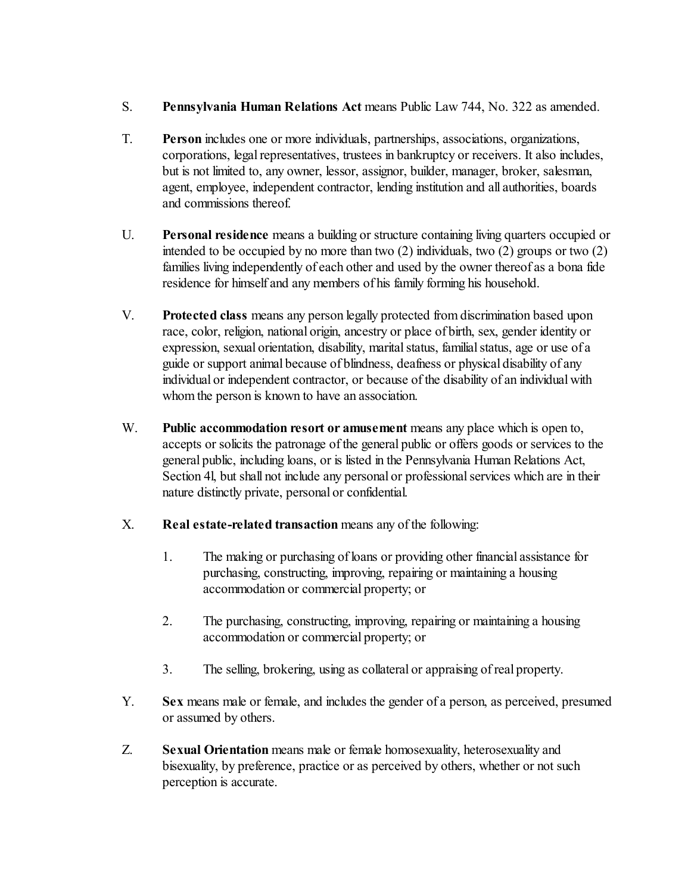S. **Pennsylvania Human Relations Act** means Public Law 744, No. 322 as amended.

T. **Person** includes one or more individuals, partnerships, associations, organizations, corporations, legal representatives, trustees in bankruptcy or receivers. It also includes, but is not limited to, any owner, lessor, assignor, builder, manager, broker, salesman, agent, employee, independent contractor, lending institution and all authorities, boards and commissions thereof.

U. **Personal residence** means a building or structure containing living quarters occupied or intended to be occupied by no more than two (2) individuals, two (2) groups or two (2) families living independently of each other and used by the owner thereof as a bona fide residence for himself and any members of his family forming his household.

V. **Protected class** means any person legally protected from discrimination based upon race, color, religion, national origin, ancestry or place of birth, sex, gender identity or expression, sexual orientation, disability, marital status, familial status, age or use of a guide or support animal because of blindness, deafness or physical disability of any individual or independent contractor, or because of the disability of an individual with whom the person is known to have an association.

W. **Public accommodation resort or amusement** means any place which is open to, accepts or solicits the patronage of the general public or offers goods or services to the general public, including loans, or is listed in the Pennsylvania Human Relations Act, Section 4l, but shall not include any personal or professional services which are in their nature distinctly private, personal or confidential.

X. **Real estate-related transaction** means any of the following:

1. The making or purchasing of loans or providing other financial assistance for purchasing, constructing, improving, repairing or maintaining a housing accommodation or commercial property; or

2. The purchasing, constructing, improving, repairing or maintaining a housing accommodation or commercial property; or

3. The selling, brokering, using as collateral or appraising of real property.

Y. **Sex** means male or female, and includes the gender of a person, as perceived, presumed or assumed by others.

Z. **Sexual Orientation** means male or female homosexuality, heterosexuality and bisexuality, by preference, practice or as perceived by others, whether or not such perception is accurate.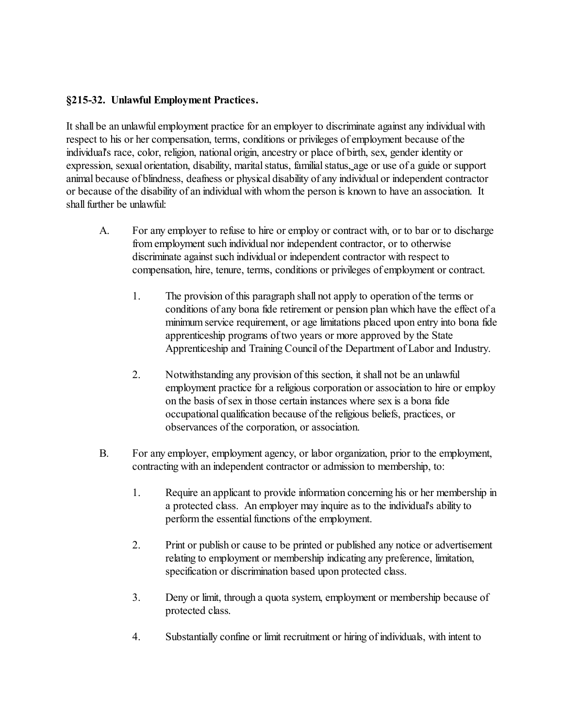## §215-32. Unlawful Employment Practices.

It shall be an unlawful employment practice for an employer to discriminate against any individual with respect to his or her compensation, terms, conditions or privileges of employment because of the individual's race, color, religion, national origin, ancestry or place of birth, sex, gender identity or expression, sexual orientation, disability, marital status, familial status, age or use of a guide or support animal because of blindness, deafness or physical disability of any individual or independent contractor or because of the disability of an individual with whom the person is known to have an association. It shall further be unlawful:

A. For any employer to refuse to hire or employ or contract with, or to bar or to discharge from employment such individual nor independent contractor, or to otherwise discriminate against such individual or independent contractor with respect to compensation, hire, tenure, terms, conditions or privileges of employment or contract.

   1. The provision of this paragraph shall not apply to operation of the terms or conditions of any bona fide retirement or pension plan which have the effect of a minimum service requirement, or age limitations placed upon entry into bona fide apprenticeship programs of two years or more approved by the State Apprenticeship and Training Council of the Department of Labor and Industry.

   2. Notwithstanding any provision of this section, it shall not be an unlawful employment practice for a religious corporation or association to hire or employ on the basis of sex in those certain instances where sex is a bona fide occupational qualification because of the religious beliefs, practices, or observances of the corporation, or association.

B. For any employer, employment agency, or labor organization, prior to the employment, contracting with an independent contractor or admission to membership, to:

   1. Require an applicant to provide information concerning his or her membership in a protected class. An employer may inquire as to the individual's ability to perform the essential functions of the employment.

   2. Print or publish or cause to be printed or published any notice or advertisement relating to employment or membership indicating any preference, limitation, specification or discrimination based upon protected class.

   3. Deny or limit, through a quota system, employment or membership because of protected class.

   4. Substantially confine or limit recruitment or hiring of individuals, with intent to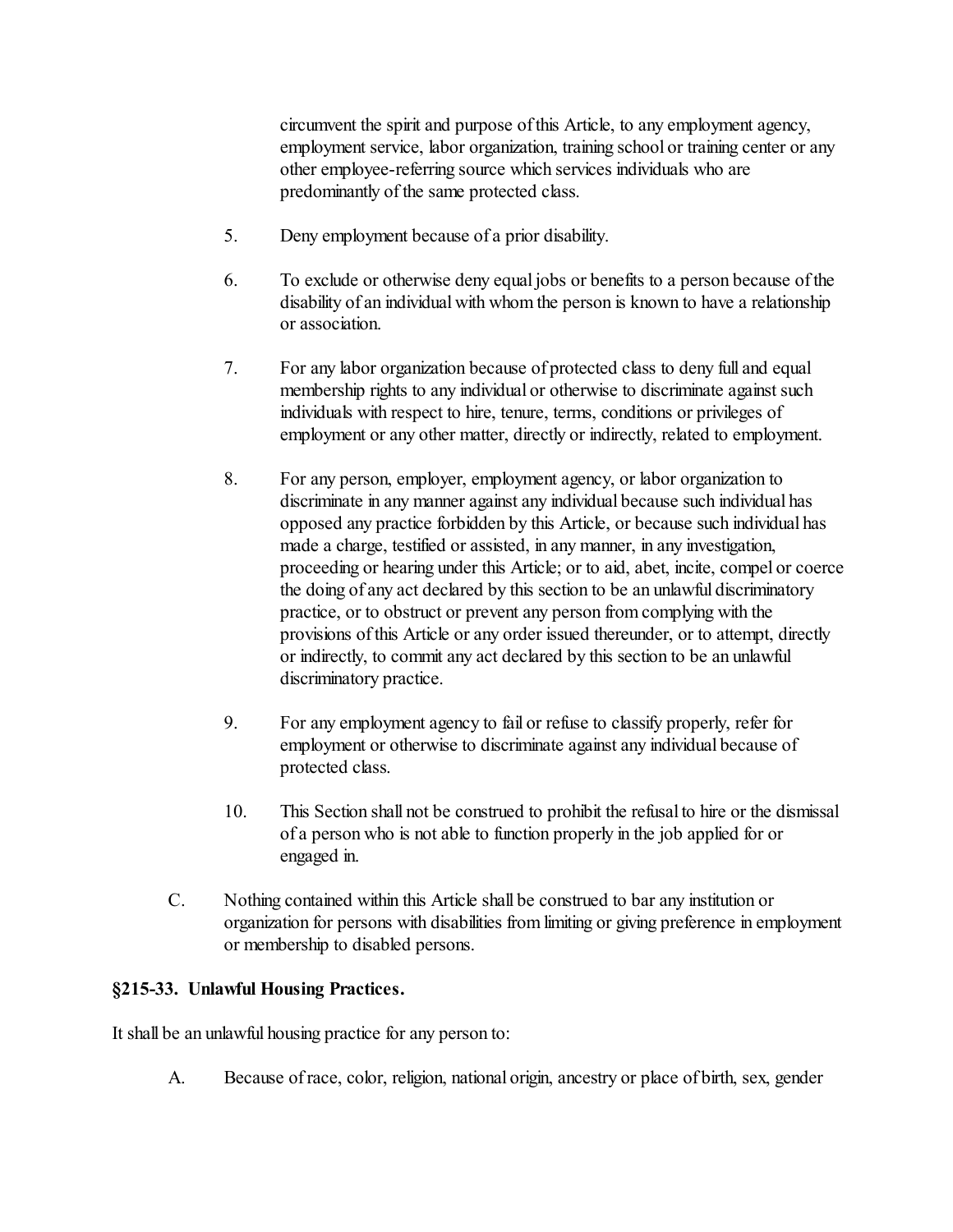circumvent the spirit and purpose of this Article, to any employment agency, employment service, labor organization, training school or training center or any other employee-referring source which services individuals who are predominantly of the same protected class.

5. Deny employment because of a prior disability.

6. To exclude or otherwise deny equal jobs or benefits to a person because of the disability of an individual with whom the person is known to have a relationship or association.

7. For any labor organization because of protected class to deny full and equal membership rights to any individual or otherwise to discriminate against such individuals with respect to hire, tenure, terms, conditions or privileges of employment or any other matter, directly or indirectly, related to employment.

8. For any person, employer, employment agency, or labor organization to discriminate in any manner against any individual because such individual has opposed any practice forbidden by this Article, or because such individual has made a charge, testified or assisted, in any manner, in any investigation, proceeding or hearing under this Article; or to aid, abet, incite, compel or coerce the doing of any act declared by this section to be an unlawful discriminatory practice, or to obstruct or prevent any person from complying with the provisions of this Article or any order issued thereunder, or to attempt, directly or indirectly, to commit any act declared by this section to be an unlawful discriminatory practice.

9. For any employment agency to fail or refuse to classify properly, refer for employment or otherwise to discriminate against any individual because of protected class.

10. This Section shall not be construed to prohibit the refusal to hire or the dismissal of a person who is not able to function properly in the job applied for or engaged in.

C. Nothing contained within this Article shall be construed to bar any institution or organization for persons with disabilities from limiting or giving preference in employment or membership to disabled persons.

**§215-33. Unlawful Housing Practices.**

It shall be an unlawful housing practice for any person to:

A. Because of race, color, religion, national origin, ancestry or place of birth, sex, gender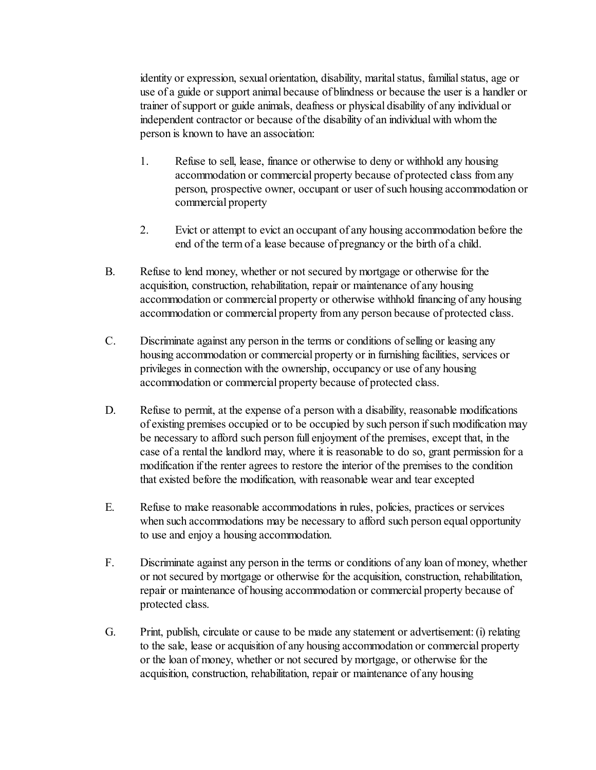identity or expression, sexual orientation, disability, marital status, familial status, age or use of a guide or support animal because of blindness or because the user is a handler or trainer of support or guide animals, deafness or physical disability of any individual or independent contractor or because of the disability of an individual with whom the person is known to have an association:

1. Refuse to sell, lease, finance or otherwise to deny or withhold any housing accommodation or commercial property because of protected class from any person, prospective owner, occupant or user of such housing accommodation or commercial property

2. Evict or attempt to evict an occupant of any housing accommodation before the end of the term of a lease because of pregnancy or the birth of a child.

B. Refuse to lend money, whether or not secured by mortgage or otherwise for the acquisition, construction, rehabilitation, repair or maintenance of any housing accommodation or commercial property or otherwise withhold financing of any housing accommodation or commercial property from any person because of protected class.

C. Discriminate against any person in the terms or conditions of selling or leasing any housing accommodation or commercial property or in furnishing facilities, services or privileges in connection with the ownership, occupancy or use of any housing accommodation or commercial property because of protected class.

D. Refuse to permit, at the expense of a person with a disability, reasonable modifications of existing premises occupied or to be occupied by such person if such modification may be necessary to afford such person full enjoyment of the premises, except that, in the case of a rental the landlord may, where it is reasonable to do so, grant permission for a modification if the renter agrees to restore the interior of the premises to the condition that existed before the modification, with reasonable wear and tear excepted

E. Refuse to make reasonable accommodations in rules, policies, practices or services when such accommodations may be necessary to afford such person equal opportunity to use and enjoy a housing accommodation.

F. Discriminate against any person in the terms or conditions of any loan of money, whether or not secured by mortgage or otherwise for the acquisition, construction, rehabilitation, repair or maintenance of housing accommodation or commercial property because of protected class.

G. Print, publish, circulate or cause to be made any statement or advertisement: (i) relating to the sale, lease or acquisition of any housing accommodation or commercial property or the loan of money, whether or not secured by mortgage, or otherwise for the acquisition, construction, rehabilitation, repair or maintenance of any housing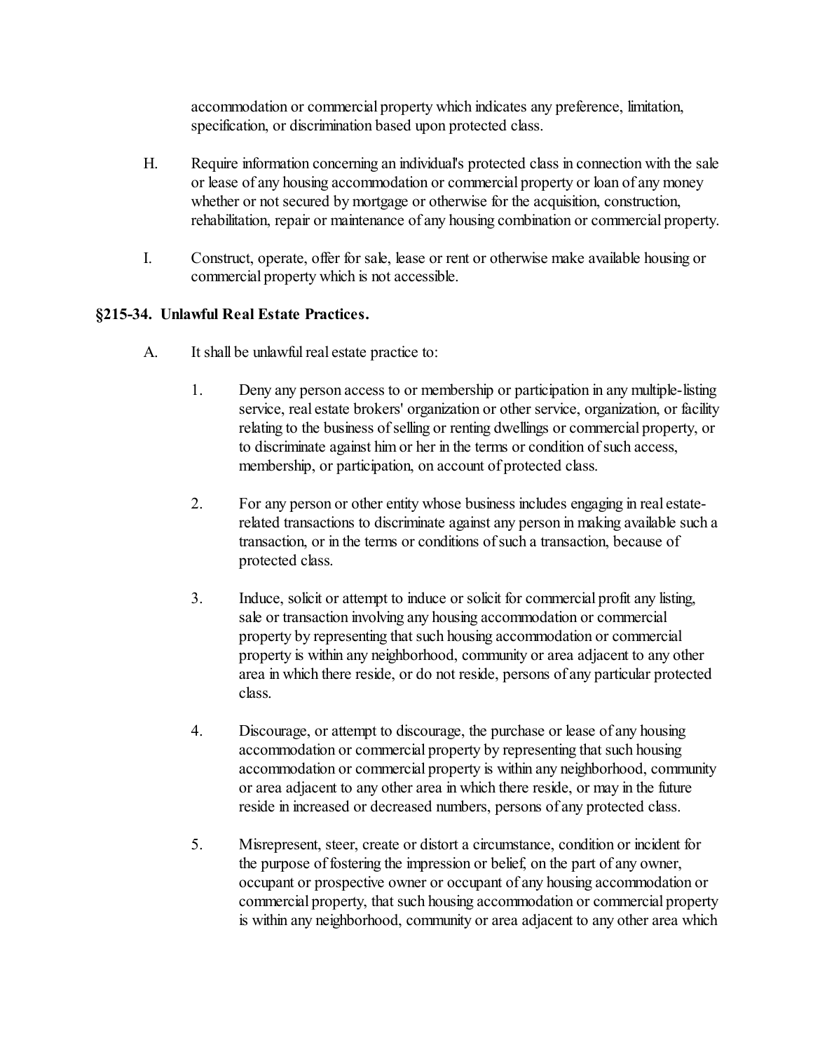accommodation or commercial property which indicates any preference, limitation, specification, or discrimination based upon protected class.

H. Require information concerning an individual's protected class in connection with the sale or lease of any housing accommodation or commercial property or loan of any money whether or not secured by mortgage or otherwise for the acquisition, construction, rehabilitation, repair or maintenance of any housing combination or commercial property.

I. Construct, operate, offer for sale, lease or rent or otherwise make available housing or commercial property which is not accessible.

### §215-34. Unlawful Real Estate Practices.

A. It shall be unlawful real estate practice to:

1. Deny any person access to or membership or participation in any multiple-listing service, real estate brokers' organization or other service, organization, or facility relating to the business of selling or renting dwellings or commercial property, or to discriminate against him or her in the terms or condition of such access, membership, or participation, on account of protected class.

2. For any person or other entity whose business includes engaging in real estate-related transactions to discriminate against any person in making available such a transaction, or in the terms or conditions of such a transaction, because of protected class.

3. Induce, solicit or attempt to induce or solicit for commercial profit any listing, sale or transaction involving any housing accommodation or commercial property by representing that such housing accommodation or commercial property is within any neighborhood, community or area adjacent to any other area in which there reside, or do not reside, persons of any particular protected class.

4. Discourage, or attempt to discourage, the purchase or lease of any housing accommodation or commercial property by representing that such housing accommodation or commercial property is within any neighborhood, community or area adjacent to any other area in which there reside, or may in the future reside in increased or decreased numbers, persons of any protected class.

5. Misrepresent, steer, create or distort a circumstance, condition or incident for the purpose of fostering the impression or belief, on the part of any owner, occupant or prospective owner or occupant of any housing accommodation or commercial property, that such housing accommodation or commercial property is within any neighborhood, community or area adjacent to any other area which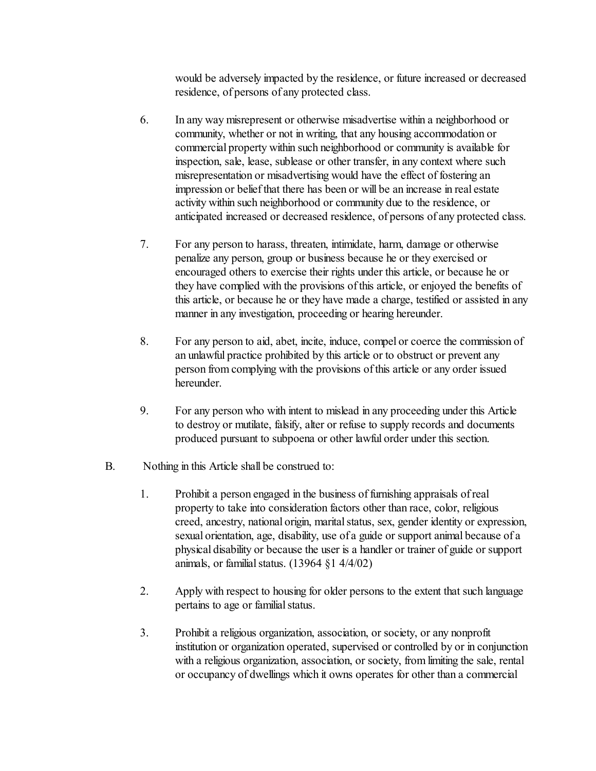would be adversely impacted by the residence, or future increased or decreased residence, of persons of any protected class.

6. In any way misrepresent or otherwise misadvertise within a neighborhood or community, whether or not in writing, that any housing accommodation or commercial property within such neighborhood or community is available for inspection, sale, lease, sublease or other transfer, in any context where such misrepresentation or misadvertising would have the effect of fostering an impression or belief that there has been or will be an increase in real estate activity within such neighborhood or community due to the residence, or anticipated increased or decreased residence, of persons of any protected class.

7. For any person to harass, threaten, intimidate, harm, damage or otherwise penalize any person, group or business because he or they exercised or encouraged others to exercise their rights under this article, or because he or they have complied with the provisions of this article, or enjoyed the benefits of this article, or because he or they have made a charge, testified or assisted in any manner in any investigation, proceeding or hearing hereunder.

8. For any person to aid, abet, incite, induce, compel or coerce the commission of an unlawful practice prohibited by this article or to obstruct or prevent any person from complying with the provisions of this article or any order issued hereunder.

9. For any person who with intent to mislead in any proceeding under this Article to destroy or mutilate, falsify, alter or refuse to supply records and documents produced pursuant to subpoena or other lawful order under this section.

B. Nothing in this Article shall be construed to:

1. Prohibit a person engaged in the business of furnishing appraisals of real property to take into consideration factors other than race, color, religious creed, ancestry, national origin, marital status, sex, gender identity or expression, sexual orientation, age, disability, use of a guide or support animal because of a physical disability or because the user is a handler or trainer of guide or support animals, or familial status. (13964 §1 4/4/02)

2. Apply with respect to housing for older persons to the extent that such language pertains to age or familial status.

3. Prohibit a religious organization, association, or society, or any nonprofit institution or organization operated, supervised or controlled by or in conjunction with a religious organization, association, or society, from limiting the sale, rental or occupancy of dwellings which it owns operates for other than a commercial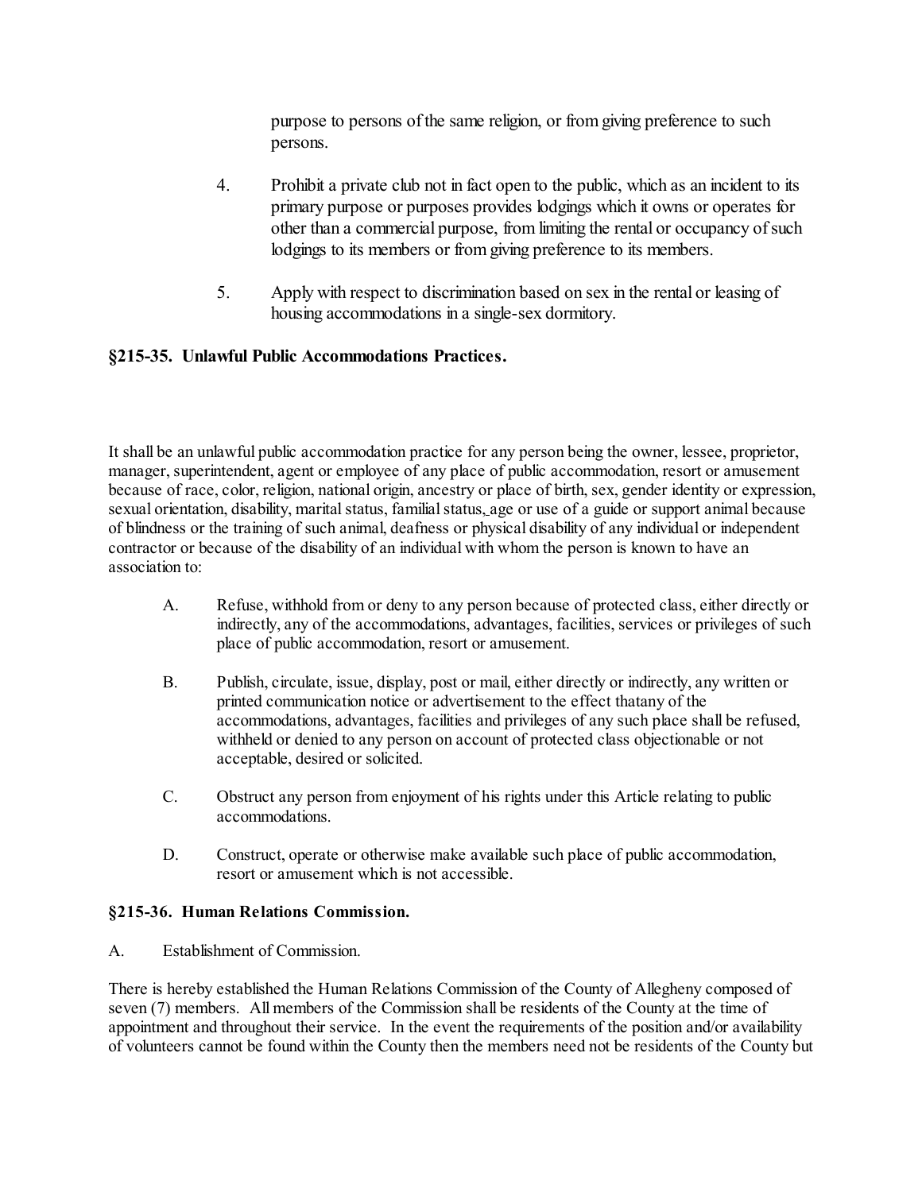purpose to persons of the same religion, or from giving preference to such persons.

4. Prohibit a private club not in fact open to the public, which as an incident to its primary purpose or purposes provides lodgings which it owns or operates for other than a commercial purpose, from limiting the rental or occupancy of such lodgings to its members or from giving preference to its members.

5. Apply with respect to discrimination based on sex in the rental or leasing of housing accommodations in a single-sex dormitory.

### §215-35. Unlawful Public Accommodations Practices.

It shall be an unlawful public accommodation practice for any person being the owner, lessee, proprietor, manager, superintendent, agent or employee of any place of public accommodation, resort or amusement because of race, color, religion, national origin, ancestry or place of birth, sex, gender identity or expression, sexual orientation, disability, marital status, familial status, age or use of a guide or support animal because of blindness or the training of such animal, deafness or physical disability of any individual or independent contractor or because of the disability of an individual with whom the person is known to have an association to:

A. Refuse, withhold from or deny to any person because of protected class, either directly or indirectly, any of the accommodations, advantages, facilities, services or privileges of such place of public accommodation, resort or amusement.

B. Publish, circulate, issue, display, post or mail, either directly or indirectly, any written or printed communication notice or advertisement to the effect thatany of the accommodations, advantages, facilities and privileges of any such place shall be refused, withheld or denied to any person on account of protected class objectionable or not acceptable, desired or solicited.

C. Obstruct any person from enjoyment of his rights under this Article relating to public accommodations.

D. Construct, operate or otherwise make available such place of public accommodation, resort or amusement which is not accessible.

### §215-36. Human Relations Commission.

A. Establishment of Commission.

There is hereby established the Human Relations Commission of the County of Allegheny composed of seven (7) members. All members of the Commission shall be residents of the County at the time of appointment and throughout their service. In the event the requirements of the position and/or availability of volunteers cannot be found within the County then the members need not be residents of the County but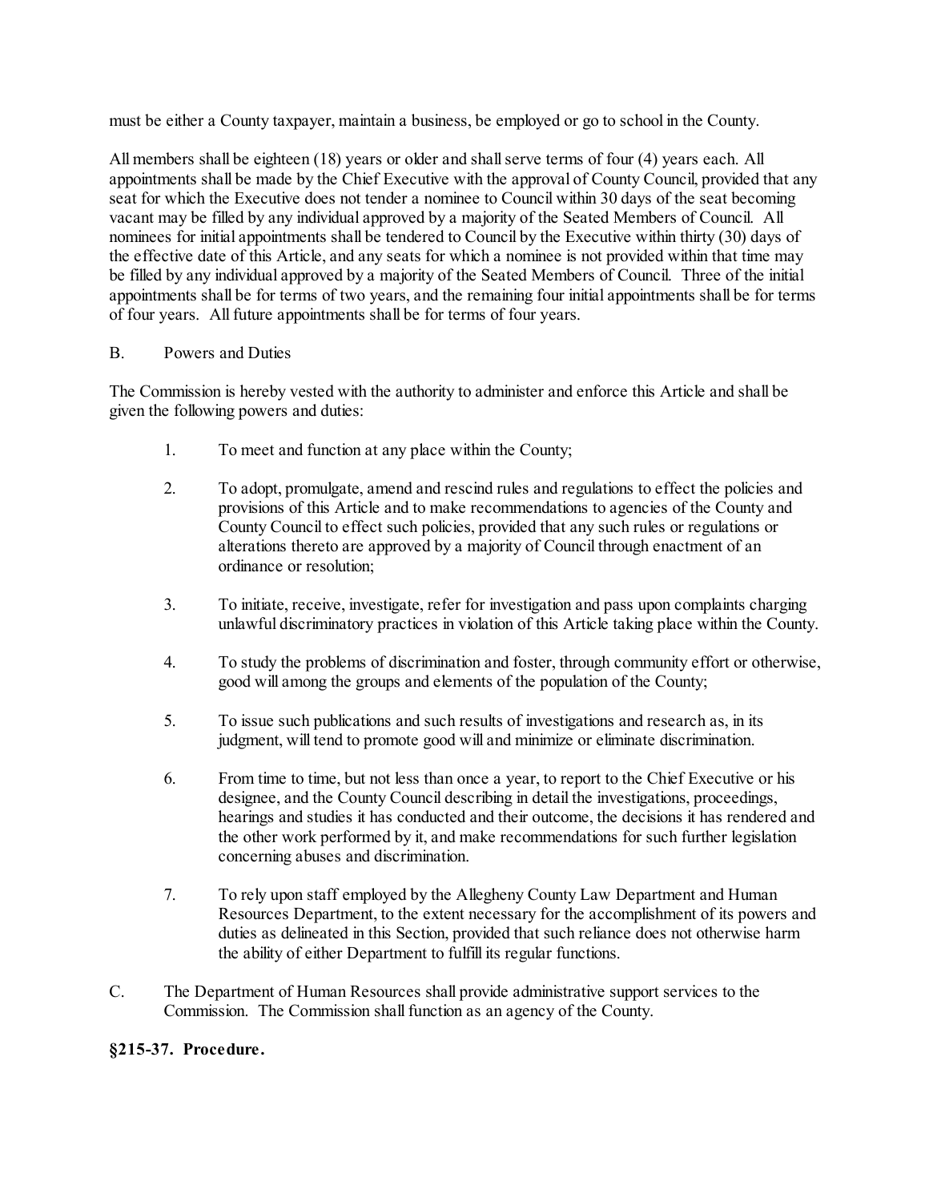must be either a County taxpayer, maintain a business, be employed or go to school in the County.

All members shall be eighteen (18) years or older and shall serve terms of four (4) years each. All appointments shall be made by the Chief Executive with the approval of County Council, provided that any seat for which the Executive does not tender a nominee to Council within 30 days of the seat becoming vacant may be filled by any individual approved by a majority of the Seated Members of Council. All nominees for initial appointments shall be tendered to Council by the Executive within thirty (30) days of the effective date of this Article, and any seats for which a nominee is not provided within that time may be filled by any individual approved by a majority of the Seated Members of Council. Three of the initial appointments shall be for terms of two years, and the remaining four initial appointments shall be for terms of four years. All future appointments shall be for terms of four years.

B. Powers and Duties

The Commission is hereby vested with the authority to administer and enforce this Article and shall be given the following powers and duties:

1. To meet and function at any place within the County;

2. To adopt, promulgate, amend and rescind rules and regulations to effect the policies and provisions of this Article and to make recommendations to agencies of the County and County Council to effect such policies, provided that any such rules or regulations or alterations thereto are approved by a majority of Council through enactment of an ordinance or resolution;

3. To initiate, receive, investigate, refer for investigation and pass upon complaints charging unlawful discriminatory practices in violation of this Article taking place within the County.

4. To study the problems of discrimination and foster, through community effort or otherwise, good will among the groups and elements of the population of the County;

5. To issue such publications and such results of investigations and research as, in its judgment, will tend to promote good will and minimize or eliminate discrimination.

6. From time to time, but not less than once a year, to report to the Chief Executive or his designee, and the County Council describing in detail the investigations, proceedings, hearings and studies it has conducted and their outcome, the decisions it has rendered and the other work performed by it, and make recommendations for such further legislation concerning abuses and discrimination.

7. To rely upon staff employed by the Allegheny County Law Department and Human Resources Department, to the extent necessary for the accomplishment of its powers and duties as delineated in this Section, provided that such reliance does not otherwise harm the ability of either Department to fulfill its regular functions.

C. The Department of Human Resources shall provide administrative support services to the Commission. The Commission shall function as an agency of the County.

**§215-37. Procedure.**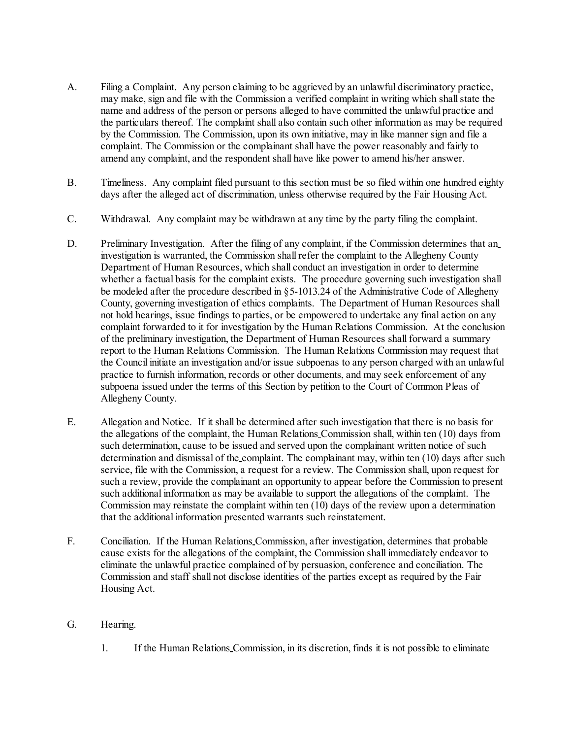A. Filing a Complaint. Any person claiming to be aggrieved by an unlawful discriminatory practice, may make, sign and file with the Commission a verified complaint in writing which shall state the name and address of the person or persons alleged to have committed the unlawful practice and the particulars thereof. The complaint shall also contain such other information as may be required by the Commission. The Commission, upon its own initiative, may in like manner sign and file a complaint. The Commission or the complainant shall have the power reasonably and fairly to amend any complaint, and the respondent shall have like power to amend his/her answer.

B. Timeliness. Any complaint filed pursuant to this section must be so filed within one hundred eighty days after the alleged act of discrimination, unless otherwise required by the Fair Housing Act.

C. Withdrawal. Any complaint may be withdrawn at any time by the party filing the complaint.

D. Preliminary Investigation. After the filing of any complaint, if the Commission determines that an investigation is warranted, the Commission shall refer the complaint to the Allegheny County Department of Human Resources, which shall conduct an investigation in order to determine whether a factual basis for the complaint exists. The procedure governing such investigation shall be modeled after the procedure described in §5-1013.24 of the Administrative Code of Allegheny County, governing investigation of ethics complaints. The Department of Human Resources shall not hold hearings, issue findings to parties, or be empowered to undertake any final action on any complaint forwarded to it for investigation by the Human Relations Commission. At the conclusion of the preliminary investigation, the Department of Human Resources shall forward a summary report to the Human Relations Commission. The Human Relations Commission may request that the Council initiate an investigation and/or issue subpoenas to any person charged with an unlawful practice to furnish information, records or other documents, and may seek enforcement of any subpoena issued under the terms of this Section by petition to the Court of Common Pleas of Allegheny County.

E. Allegation and Notice. If it shall be determined after such investigation that there is no basis for the allegations of the complaint, the Human Relations Commission shall, within ten (10) days from such determination, cause to be issued and served upon the complainant written notice of such determination and dismissal of the complaint. The complainant may, within ten (10) days after such service, file with the Commission, a request for a review. The Commission shall, upon request for such a review, provide the complainant an opportunity to appear before the Commission to present such additional information as may be available to support the allegations of the complaint. The Commission may reinstate the complaint within ten (10) days of the review upon a determination that the additional information presented warrants such reinstatement.

F. Conciliation. If the Human Relations Commission, after investigation, determines that probable cause exists for the allegations of the complaint, the Commission shall immediately endeavor to eliminate the unlawful practice complained of by persuasion, conference and conciliation. The Commission and staff shall not disclose identities of the parties except as required by the Fair Housing Act.

G. Hearing.

1. If the Human Relations Commission, in its discretion, finds it is not possible to eliminate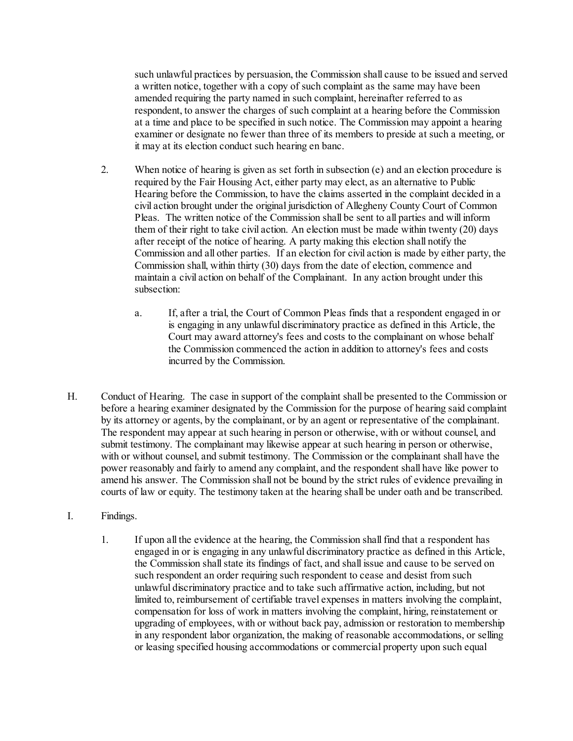such unlawful practices by persuasion, the Commission shall cause to be issued and served a written notice, together with a copy of such complaint as the same may have been amended requiring the party named in such complaint, hereinafter referred to as respondent, to answer the charges of such complaint at a hearing before the Commission at a time and place to be specified in such notice. The Commission may appoint a hearing examiner or designate no fewer than three of its members to preside at such a meeting, or it may at its election conduct such hearing en banc.

2. When notice of hearing is given as set forth in subsection (e) and an election procedure is required by the Fair Housing Act, either party may elect, as an alternative to Public Hearing before the Commission, to have the claims asserted in the complaint decided in a civil action brought under the original jurisdiction of Allegheny County Court of Common Pleas. The written notice of the Commission shall be sent to all parties and will inform them of their right to take civil action. An election must be made within twenty (20) days after receipt of the notice of hearing. A party making this election shall notify the Commission and all other parties. If an election for civil action is made by either party, the Commission shall, within thirty (30) days from the date of election, commence and maintain a civil action on behalf of the Complainant. In any action brought under this subsection:

   a. If, after a trial, the Court of Common Pleas finds that a respondent engaged in or is engaging in any unlawful discriminatory practice as defined in this Article, the Court may award attorney's fees and costs to the complainant on whose behalf the Commission commenced the action in addition to attorney's fees and costs incurred by the Commission.

H. Conduct of Hearing. The case in support of the complaint shall be presented to the Commission or before a hearing examiner designated by the Commission for the purpose of hearing said complaint by its attorney or agents, by the complainant, or by an agent or representative of the complainant. The respondent may appear at such hearing in person or otherwise, with or without counsel, and submit testimony. The complainant may likewise appear at such hearing in person or otherwise, with or without counsel, and submit testimony. The Commission or the complainant shall have the power reasonably and fairly to amend any complaint, and the respondent shall have like power to amend his answer. The Commission shall not be bound by the strict rules of evidence prevailing in courts of law or equity. The testimony taken at the hearing shall be under oath and be transcribed.

I. Findings.

1. If upon all the evidence at the hearing, the Commission shall find that a respondent has engaged in or is engaging in any unlawful discriminatory practice as defined in this Article, the Commission shall state its findings of fact, and shall issue and cause to be served on such respondent an order requiring such respondent to cease and desist from such unlawful discriminatory practice and to take such affirmative action, including, but not limited to, reimbursement of certifiable travel expenses in matters involving the complaint, compensation for loss of work in matters involving the complaint, hiring, reinstatement or upgrading of employees, with or without back pay, admission or restoration to membership in any respondent labor organization, the making of reasonable accommodations, or selling or leasing specified housing accommodations or commercial property upon such equal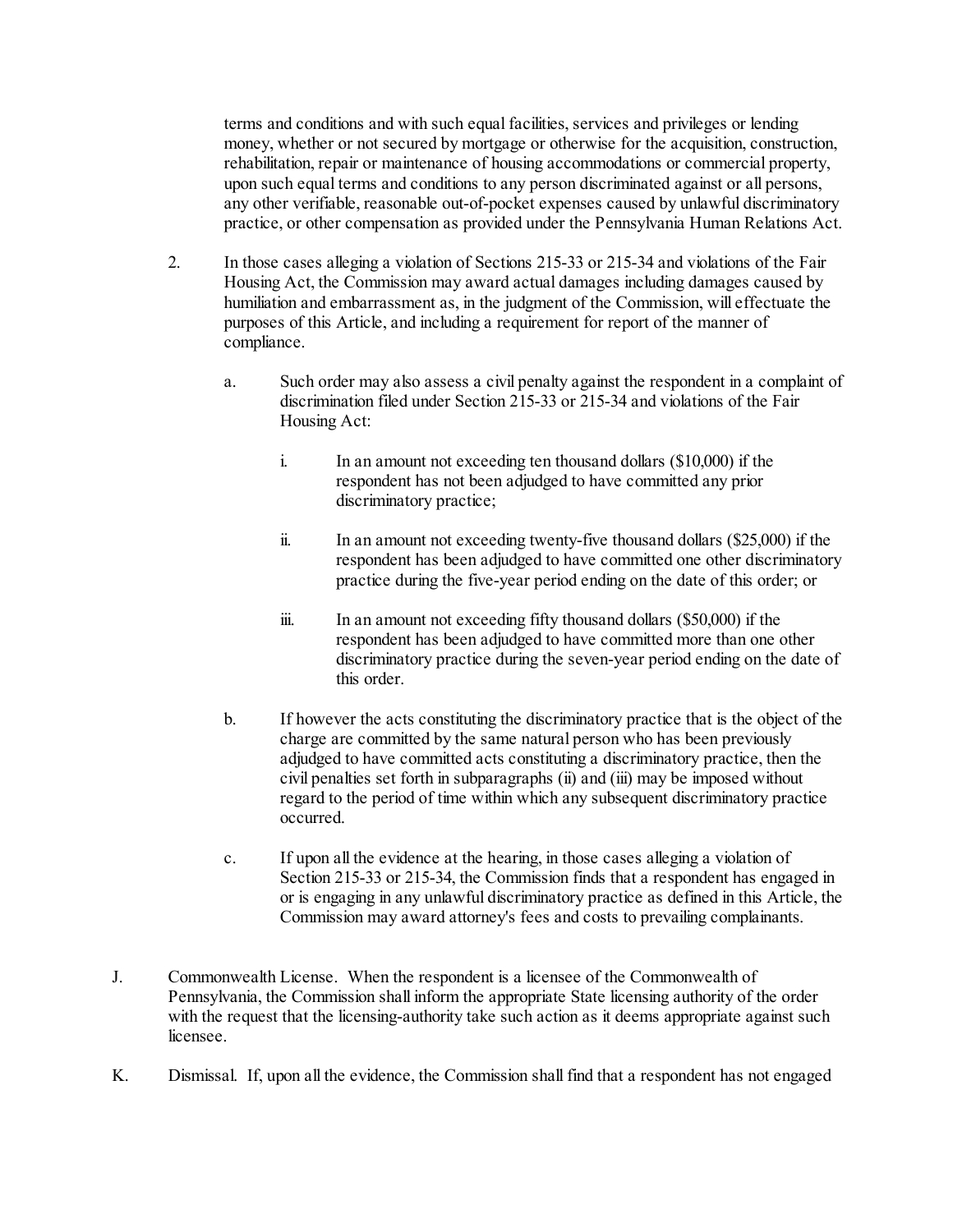terms and conditions and with such equal facilities, services and privileges or lending money, whether or not secured by mortgage or otherwise for the acquisition, construction, rehabilitation, repair or maintenance of housing accommodations or commercial property, upon such equal terms and conditions to any person discriminated against or all persons, any other verifiable, reasonable out-of-pocket expenses caused by unlawful discriminatory practice, or other compensation as provided under the Pennsylvania Human Relations Act.

2. In those cases alleging a violation of Sections 215-33 or 215-34 and violations of the Fair Housing Act, the Commission may award actual damages including damages caused by humiliation and embarrassment as, in the judgment of the Commission, will effectuate the purposes of this Article, and including a requirement for report of the manner of compliance.

   a. Such order may also assess a civil penalty against the respondent in a complaint of discrimination filed under Section 215-33 or 215-34 and violations of the Fair Housing Act:

      i. In an amount not exceeding ten thousand dollars ($10,000) if the respondent has not been adjudged to have committed any prior discriminatory practice;

      ii. In an amount not exceeding twenty-five thousand dollars ($25,000) if the respondent has been adjudged to have committed one other discriminatory practice during the five-year period ending on the date of this order; or

      iii. In an amount not exceeding fifty thousand dollars ($50,000) if the respondent has been adjudged to have committed more than one other discriminatory practice during the seven-year period ending on the date of this order.

   b. If however the acts constituting the discriminatory practice that is the object of the charge are committed by the same natural person who has been previously adjudged to have committed acts constituting a discriminatory practice, then the civil penalties set forth in subparagraphs (ii) and (iii) may be imposed without regard to the period of time within which any subsequent discriminatory practice occurred.

   c. If upon all the evidence at the hearing, in those cases alleging a violation of Section 215-33 or 215-34, the Commission finds that a respondent has engaged in or is engaging in any unlawful discriminatory practice as defined in this Article, the Commission may award attorney's fees and costs to prevailing complainants.

J. Commonwealth License. When the respondent is a licensee of the Commonwealth of Pennsylvania, the Commission shall inform the appropriate State licensing authority of the order with the request that the licensing-authority take such action as it deems appropriate against such licensee.

K. Dismissal. If, upon all the evidence, the Commission shall find that a respondent has not engaged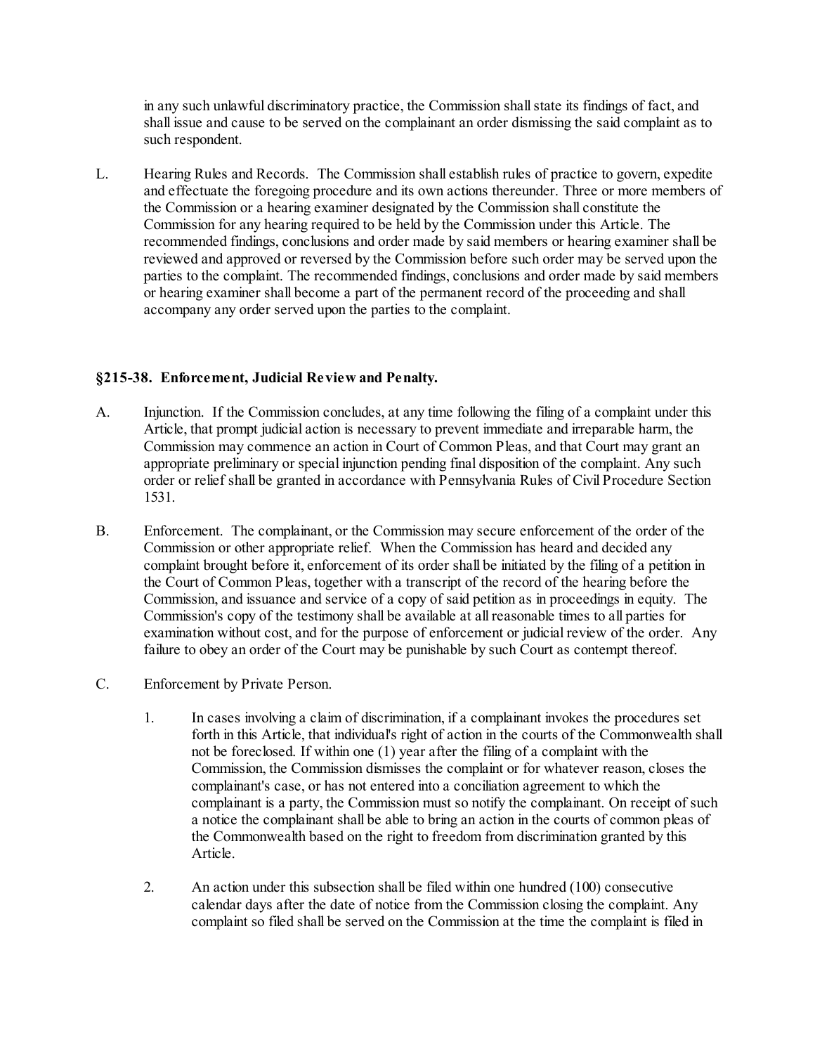in any such unlawful discriminatory practice, the Commission shall state its findings of fact, and shall issue and cause to be served on the complainant an order dismissing the said complaint as to such respondent.

L. Hearing Rules and Records. The Commission shall establish rules of practice to govern, expedite and effectuate the foregoing procedure and its own actions thereunder. Three or more members of the Commission or a hearing examiner designated by the Commission shall constitute the Commission for any hearing required to be held by the Commission under this Article. The recommended findings, conclusions and order made by said members or hearing examiner shall be reviewed and approved or reversed by the Commission before such order may be served upon the parties to the complaint. The recommended findings, conclusions and order made by said members or hearing examiner shall become a part of the permanent record of the proceeding and shall accompany any order served upon the parties to the complaint.

### §215-38. Enforcement, Judicial Review and Penalty.

A. Injunction. If the Commission concludes, at any time following the filing of a complaint under this Article, that prompt judicial action is necessary to prevent immediate and irreparable harm, the Commission may commence an action in Court of Common Pleas, and that Court may grant an appropriate preliminary or special injunction pending final disposition of the complaint. Any such order or relief shall be granted in accordance with Pennsylvania Rules of Civil Procedure Section 1531.

B. Enforcement. The complainant, or the Commission may secure enforcement of the order of the Commission or other appropriate relief. When the Commission has heard and decided any complaint brought before it, enforcement of its order shall be initiated by the filing of a petition in the Court of Common Pleas, together with a transcript of the record of the hearing before the Commission, and issuance and service of a copy of said petition as in proceedings in equity. The Commission's copy of the testimony shall be available at all reasonable times to all parties for examination without cost, and for the purpose of enforcement or judicial review of the order. Any failure to obey an order of the Court may be punishable by such Court as contempt thereof.

C. Enforcement by Private Person.

1. In cases involving a claim of discrimination, if a complainant invokes the procedures set forth in this Article, that individual's right of action in the courts of the Commonwealth shall not be foreclosed. If within one (1) year after the filing of a complaint with the Commission, the Commission dismisses the complaint or for whatever reason, closes the complainant's case, or has not entered into a conciliation agreement to which the complainant is a party, the Commission must so notify the complainant. On receipt of such a notice the complainant shall be able to bring an action in the courts of common pleas of the Commonwealth based on the right to freedom from discrimination granted by this Article.

2. An action under this subsection shall be filed within one hundred (100) consecutive calendar days after the date of notice from the Commission closing the complaint. Any complaint so filed shall be served on the Commission at the time the complaint is filed in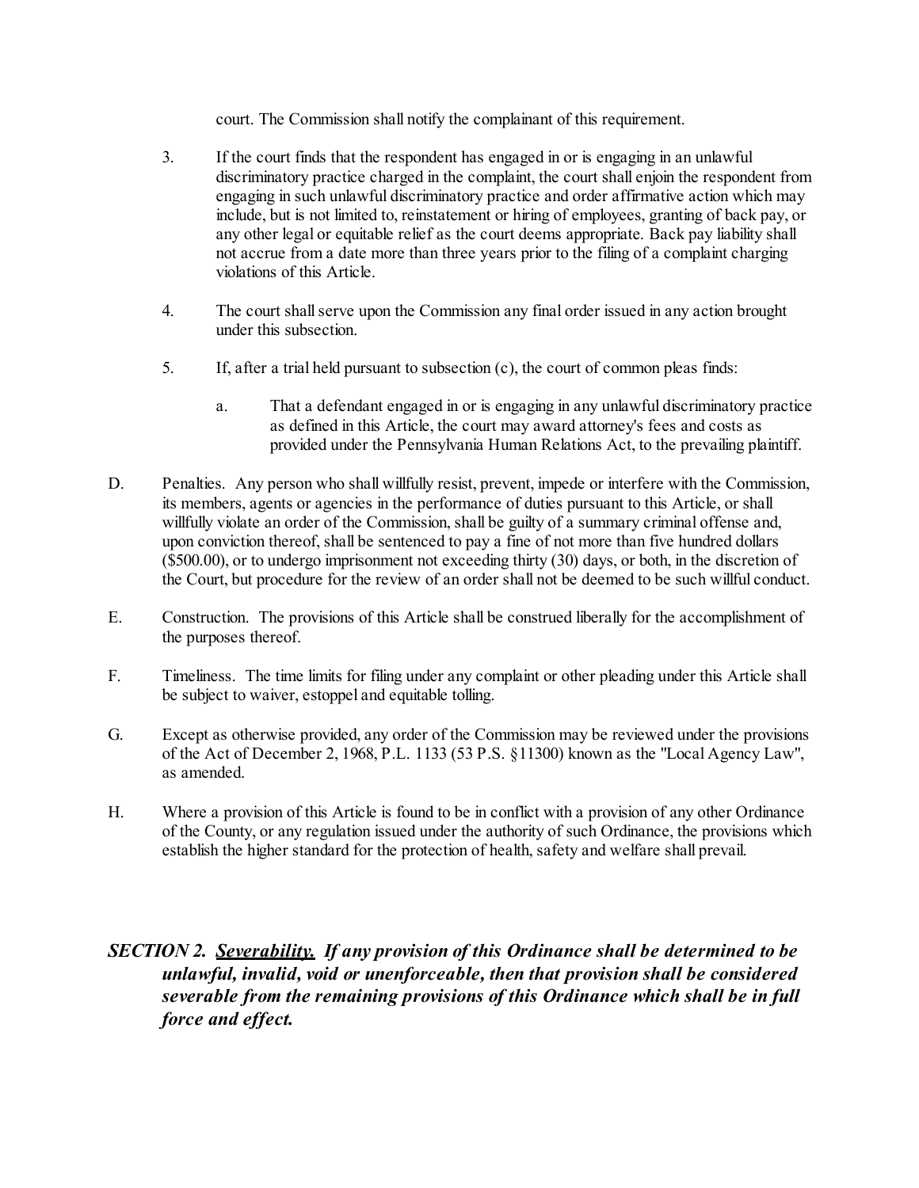court. The Commission shall notify the complainant of this requirement.

3. If the court finds that the respondent has engaged in or is engaging in an unlawful discriminatory practice charged in the complaint, the court shall enjoin the respondent from engaging in such unlawful discriminatory practice and order affirmative action which may include, but is not limited to, reinstatement or hiring of employees, granting of back pay, or any other legal or equitable relief as the court deems appropriate. Back pay liability shall not accrue from a date more than three years prior to the filing of a complaint charging violations of this Article.

4. The court shall serve upon the Commission any final order issued in any action brought under this subsection.

5. If, after a trial held pursuant to subsection (c), the court of common pleas finds:

   a. That a defendant engaged in or is engaging in any unlawful discriminatory practice as defined in this Article, the court may award attorney's fees and costs as provided under the Pennsylvania Human Relations Act, to the prevailing plaintiff.

D. Penalties. Any person who shall willfully resist, prevent, impede or interfere with the Commission, its members, agents or agencies in the performance of duties pursuant to this Article, or shall willfully violate an order of the Commission, shall be guilty of a summary criminal offense and, upon conviction thereof, shall be sentenced to pay a fine of not more than five hundred dollars ($500.00), or to undergo imprisonment not exceeding thirty (30) days, or both, in the discretion of the Court, but procedure for the review of an order shall not be deemed to be such willful conduct.

E. Construction. The provisions of this Article shall be construed liberally for the accomplishment of the purposes thereof.

F. Timeliness. The time limits for filing under any complaint or other pleading under this Article shall be subject to waiver, estoppel and equitable tolling.

G. Except as otherwise provided, any order of the Commission may be reviewed under the provisions of the Act of December 2, 1968, P.L. 1133 (53 P.S. §11300) known as the "Local Agency Law", as amended.

H. Where a provision of this Article is found to be in conflict with a provision of any other Ordinance of the County, or any regulation issued under the authority of such Ordinance, the provisions which establish the higher standard for the protection of health, safety and welfare shall prevail.

***SECTION 2. <u>Severability.</u> If any provision of this Ordinance shall be determined to be unlawful, invalid, void or unenforceable, then that provision shall be considered severable from the remaining provisions of this Ordinance which shall be in full force and effect.***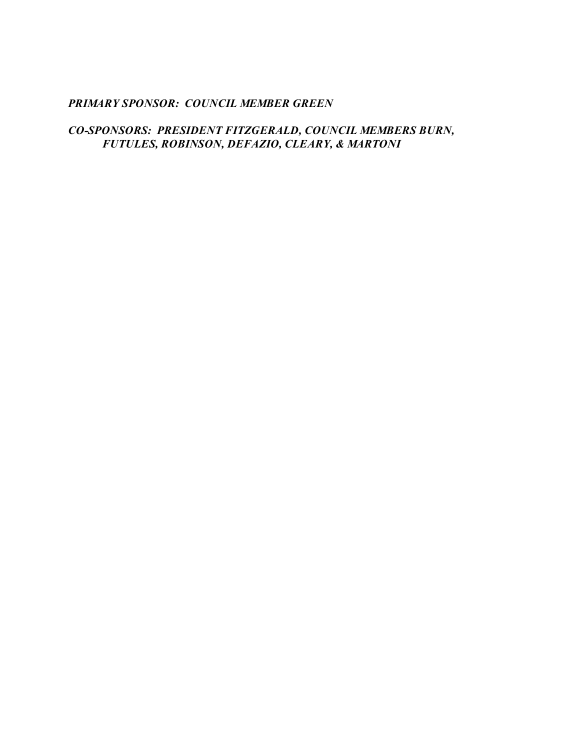***PRIMARY SPONSOR: COUNCIL MEMBER GREEN***

***CO-SPONSORS: PRESIDENT FITZGERALD, COUNCIL MEMBERS BURN, FUTULES, ROBINSON, DEFAZIO, CLEARY, & MARTONI***